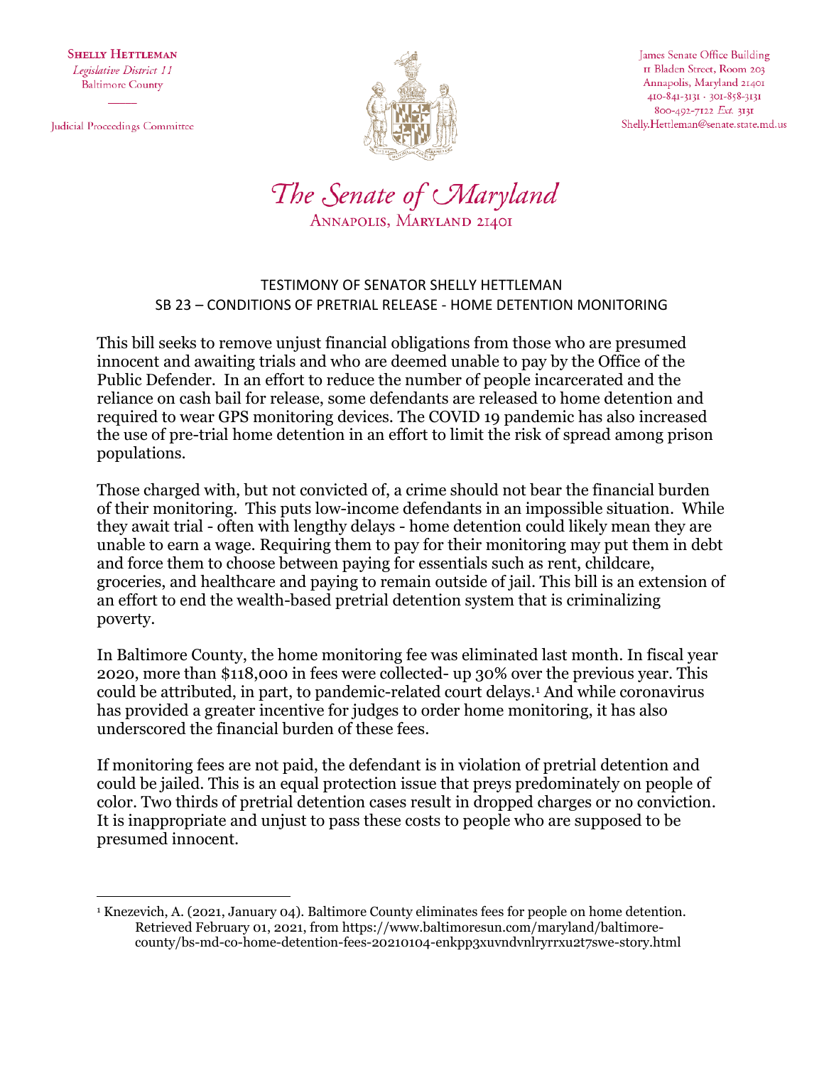**Shelly Hettleman**
*Legislative District 11*
Baltimore County

Judicial Proceedings Committee

James Senate Office Building
11 Bladen Street, Room 203
Annapolis, Maryland 21401
410-841-3131 · 301-858-3131
800-492-7122 *Ext.* 3131
Shelly.Hettleman@senate.state.md.us

# *The Senate of Maryland*

Annapolis, Maryland 21401

## TESTIMONY OF SENATOR SHELLY HETTLEMAN
## SB 23 – CONDITIONS OF PRETRIAL RELEASE - HOME DETENTION MONITORING

This bill seeks to remove unjust financial obligations from those who are presumed innocent and awaiting trials and who are deemed unable to pay by the Office of the Public Defender. In an effort to reduce the number of people incarcerated and the reliance on cash bail for release, some defendants are released to home detention and required to wear GPS monitoring devices. The COVID 19 pandemic has also increased the use of pre-trial home detention in an effort to limit the risk of spread among prison populations.

Those charged with, but not convicted of, a crime should not bear the financial burden of their monitoring. This puts low-income defendants in an impossible situation. While they await trial - often with lengthy delays - home detention could likely mean they are unable to earn a wage. Requiring them to pay for their monitoring may put them in debt and force them to choose between paying for essentials such as rent, childcare, groceries, and healthcare and paying to remain outside of jail. This bill is an extension of an effort to end the wealth-based pretrial detention system that is criminalizing poverty.

In Baltimore County, the home monitoring fee was eliminated last month. In fiscal year 2020, more than $118,000 in fees were collected- up 30% over the previous year. This could be attributed, in part, to pandemic-related court delays.[1] And while coronavirus has provided a greater incentive for judges to order home monitoring, it has also underscored the financial burden of these fees.

If monitoring fees are not paid, the defendant is in violation of pretrial detention and could be jailed. This is an equal protection issue that preys predominately on people of color. Two thirds of pretrial detention cases result in dropped charges or no conviction. It is inappropriate and unjust to pass these costs to people who are supposed to be presumed innocent.

---

[1] Knezevich, A. (2021, January 04). Baltimore County eliminates fees for people on home detention. Retrieved February 01, 2021, from https://www.baltimoresun.com/maryland/baltimore-county/bs-md-co-home-detention-fees-20210104-enkpp3xuvndvnlryrrxu2t7swe-story.html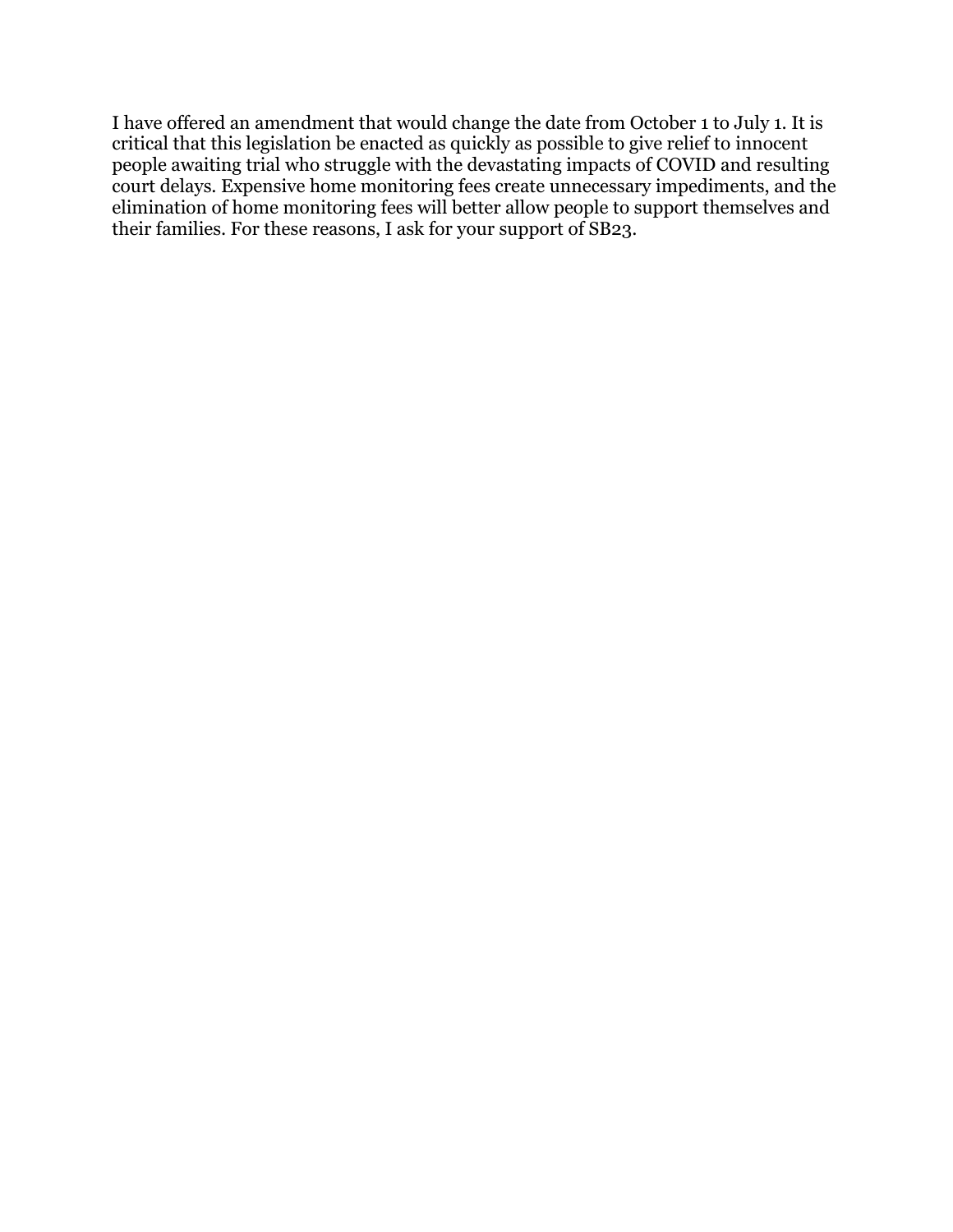I have offered an amendment that would change the date from October 1 to July 1. It is critical that this legislation be enacted as quickly as possible to give relief to innocent people awaiting trial who struggle with the devastating impacts of COVID and resulting court delays. Expensive home monitoring fees create unnecessary impediments, and the elimination of home monitoring fees will better allow people to support themselves and their families. For these reasons, I ask for your support of SB23.